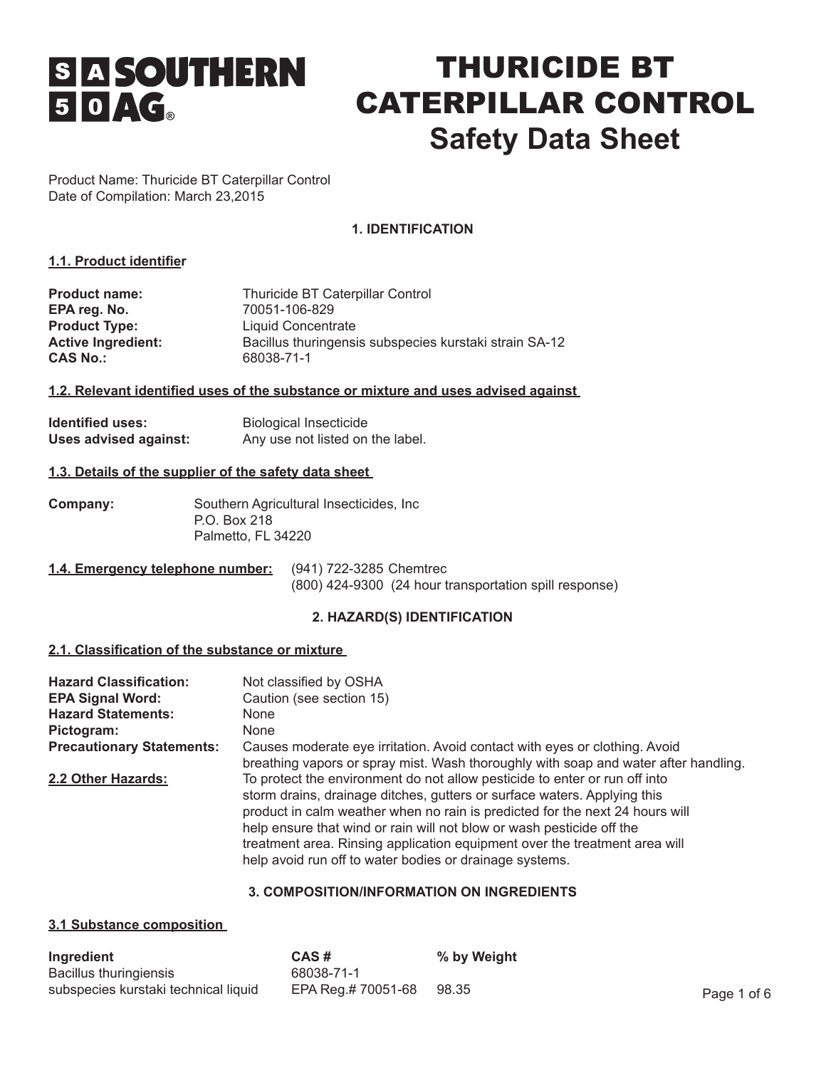SA 50 SOUTHERN AG®

# THURICIDE BT CATERPILLAR CONTROL

# Safety Data Sheet

Product Name: Thuricide BT Caterpillar Control
Date of Compilation: March 23,2015

## 1. IDENTIFICATION

### 1.1. Product identifier

| | |
|---|---|
| **Product name:** | Thuricide BT Caterpillar Control |
| **EPA reg. No.** | 70051-106-829 |
| **Product Type:** | Liquid Concentrate |
| **Active Ingredient:** | Bacillus thuringensis subspecies kurstaki strain SA-12 |
| **CAS No.:** | 68038-71-1 |

### 1.2. Relevant identified uses of the substance or mixture and uses advised against

| | |
|---|---|
| **Identified uses:** | Biological Insecticide |
| **Uses advised against:** | Any use not listed on the label. |

### 1.3. Details of the supplier of the safety data sheet

**Company:** Southern Agricultural Insecticides, Inc
P.O. Box 218
Palmetto, FL 34220

### 1.4. Emergency telephone number:

(941) 722-3285 Chemtrec
(800) 424-9300 (24 hour transportation spill response)

## 2. HAZARD(S) IDENTIFICATION

### 2.1. Classification of the substance or mixture

| | |
|---|---|
| **Hazard Classification:** | Not classified by OSHA |
| **EPA Signal Word:** | Caution (see section 15) |
| **Hazard Statements:** | None |
| **Pictogram:** | None |
| **Precautionary Statements:** | Causes moderate eye irritation. Avoid contact with eyes or clothing. Avoid breathing vapors or spray mist. Wash thoroughly with soap and water after handling. |

### 2.2 Other Hazards:

To protect the environment do not allow pesticide to enter or run off into storm drains, drainage ditches, gutters or surface waters. Applying this product in calm weather when no rain is predicted for the next 24 hours will help ensure that wind or rain will not blow or wash pesticide off the treatment area. Rinsing application equipment over the treatment area will help avoid run off to water bodies or drainage systems.

## 3. COMPOSITION/INFORMATION ON INGREDIENTS

### 3.1 Substance composition

| Ingredient | CAS # | % by Weight |
|---|---|---|
| Bacillus thuringiensis subspecies kurstaki technical liquid | 68038-71-1 EPA Reg.# 70051-68 | 98.35 |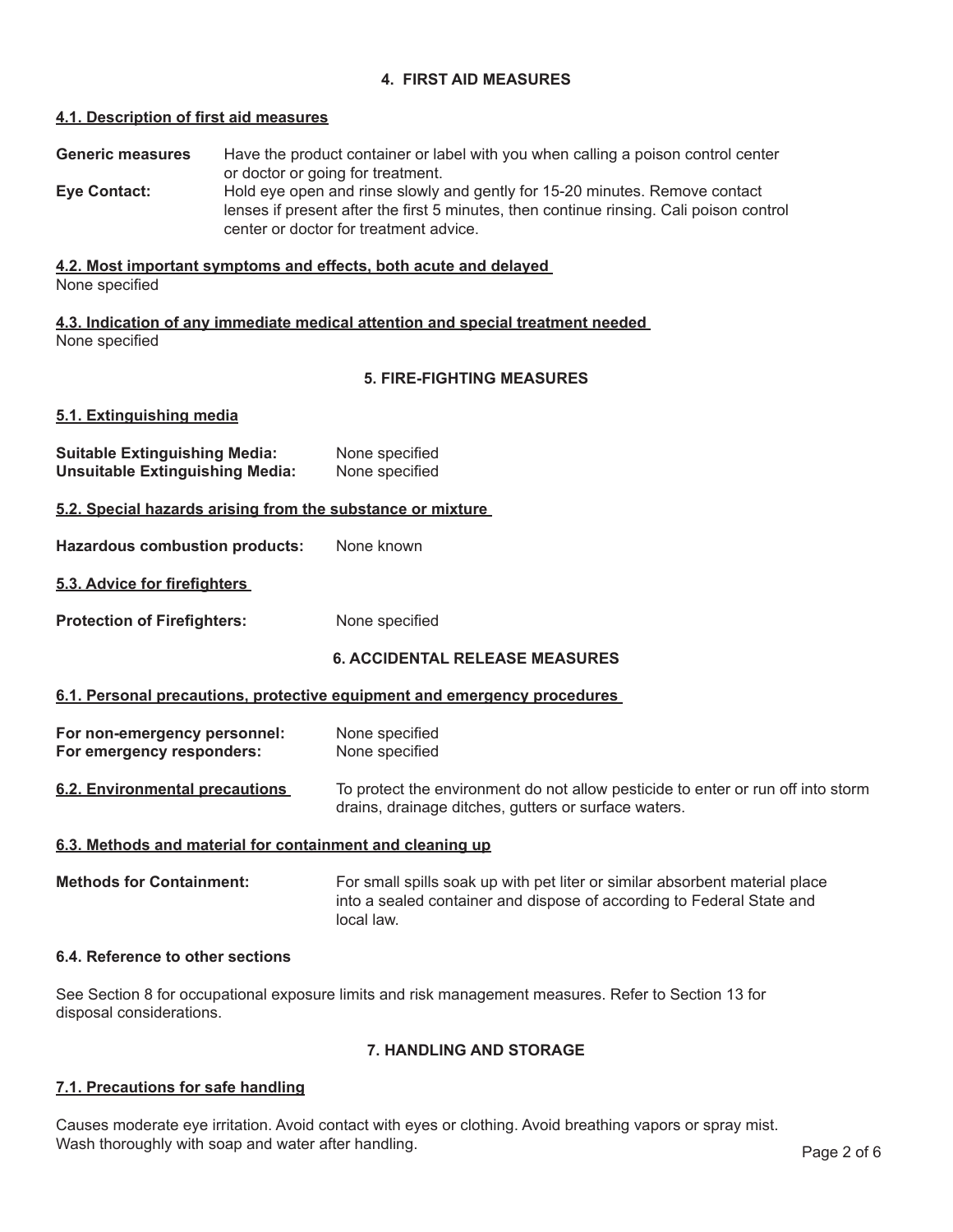## 4. FIRST AID MEASURES

### 4.1. Description of first aid measures

**Generic measures** Have the product container or label with you when calling a poison control center or doctor or going for treatment.

**Eye Contact:** Hold eye open and rinse slowly and gently for 15-20 minutes. Remove contact lenses if present after the first 5 minutes, then continue rinsing. Cali poison control center or doctor for treatment advice.

### 4.2. Most important symptoms and effects, both acute and delayed

None specified

### 4.3. Indication of any immediate medical attention and special treatment needed

None specified

## 5. FIRE-FIGHTING MEASURES

### 5.1. Extinguishing media

**Suitable Extinguishing Media:** None specified
**Unsuitable Extinguishing Media:** None specified

### 5.2. Special hazards arising from the substance or mixture

**Hazardous combustion products:** None known

### 5.3. Advice for firefighters

**Protection of Firefighters:** None specified

## 6. ACCIDENTAL RELEASE MEASURES

### 6.1. Personal precautions, protective equipment and emergency procedures

**For non-emergency personnel:** None specified
**For emergency responders:** None specified

### 6.2. Environmental precautions

To protect the environment do not allow pesticide to enter or run off into storm drains, drainage ditches, gutters or surface waters.

### 6.3. Methods and material for containment and cleaning up

**Methods for Containment:** For small spills soak up with pet liter or similar absorbent material place into a sealed container and dispose of according to Federal State and local law.

### 6.4. Reference to other sections

See Section 8 for occupational exposure limits and risk management measures. Refer to Section 13 for disposal considerations.

## 7. HANDLING AND STORAGE

### 7.1. Precautions for safe handling

Causes moderate eye irritation. Avoid contact with eyes or clothing. Avoid breathing vapors or spray mist. Wash thoroughly with soap and water after handling.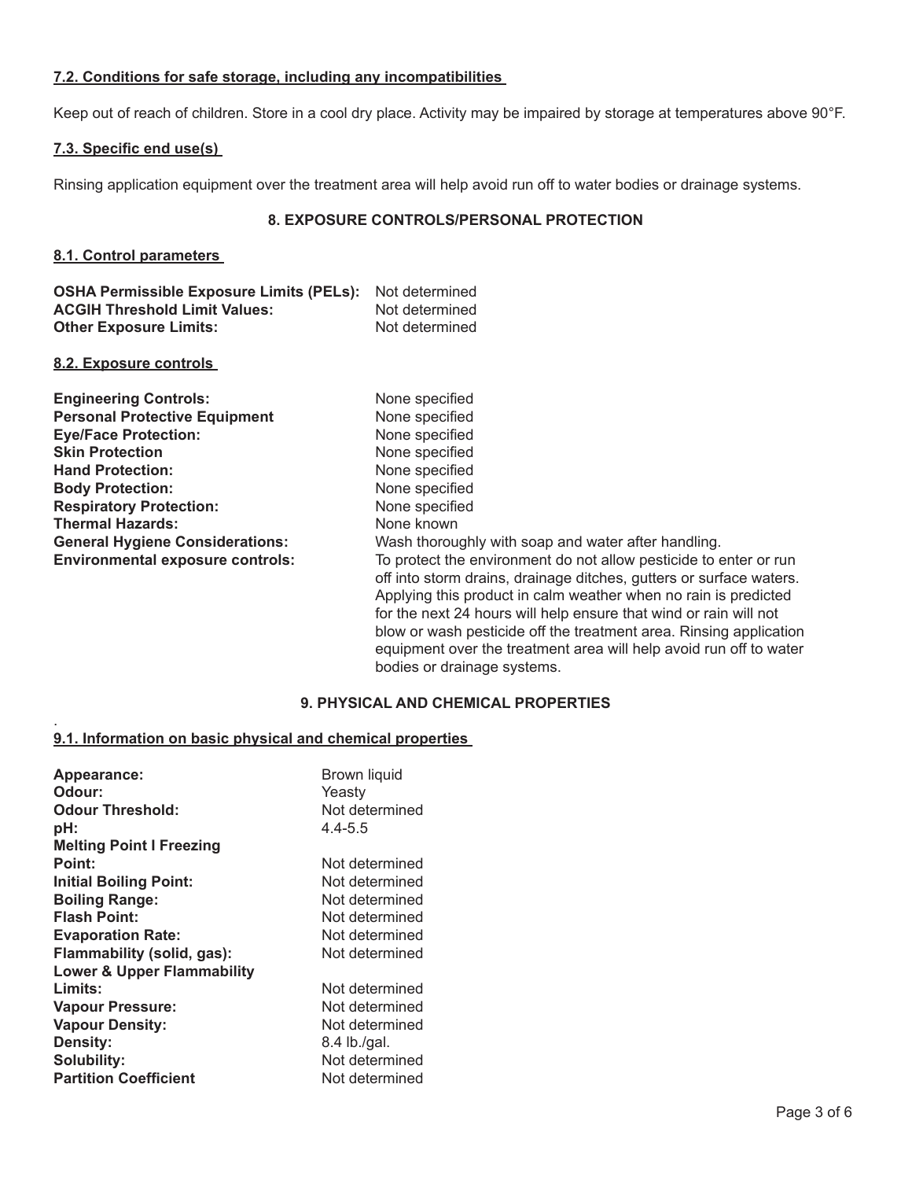### 7.2. Conditions for safe storage, including any incompatibilities

Keep out of reach of children. Store in a cool dry place. Activity may be impaired by storage at temperatures above 90°F.

### 7.3. Specific end use(s)

Rinsing application equipment over the treatment area will help avoid run off to water bodies or drainage systems.

## 8. EXPOSURE CONTROLS/PERSONAL PROTECTION

### 8.1. Control parameters

**OSHA Permissible Exposure Limits (PELs):** Not determined
**ACGIH Threshold Limit Values:** Not determined
**Other Exposure Limits:** Not determined

### 8.2. Exposure controls

**Engineering Controls:** None specified
**Personal Protective Equipment** None specified
**Eye/Face Protection:** None specified
**Skin Protection** None specified
**Hand Protection:** None specified
**Body Protection:** None specified
**Respiratory Protection:** None specified
**Thermal Hazards:** None known
**General Hygiene Considerations:** Wash thoroughly with soap and water after handling.
**Environmental exposure controls:** To protect the environment do not allow pesticide to enter or run off into storm drains, drainage ditches, gutters or surface waters. Applying this product in calm weather when no rain is predicted for the next 24 hours will help ensure that wind or rain will not blow or wash pesticide off the treatment area. Rinsing application equipment over the treatment area will help avoid run off to water bodies or drainage systems.

## 9. PHYSICAL AND CHEMICAL PROPERTIES

### 9.1. Information on basic physical and chemical properties

**Appearance:** Brown liquid
**Odour:** Yeasty
**Odour Threshold:** Not determined
**pH:** 4.4-5.5
**Melting Point I Freezing Point:** Not determined
**Initial Boiling Point:** Not determined
**Boiling Range:** Not determined
**Flash Point:** Not determined
**Evaporation Rate:** Not determined
**Flammability (solid, gas):** Not determined
**Lower & Upper Flammability Limits:** Not determined
**Vapour Pressure:** Not determined
**Vapour Density:** Not determined
**Density:** 8.4 lb./gal.
**Solubility:** Not determined
**Partition Coefficient** Not determined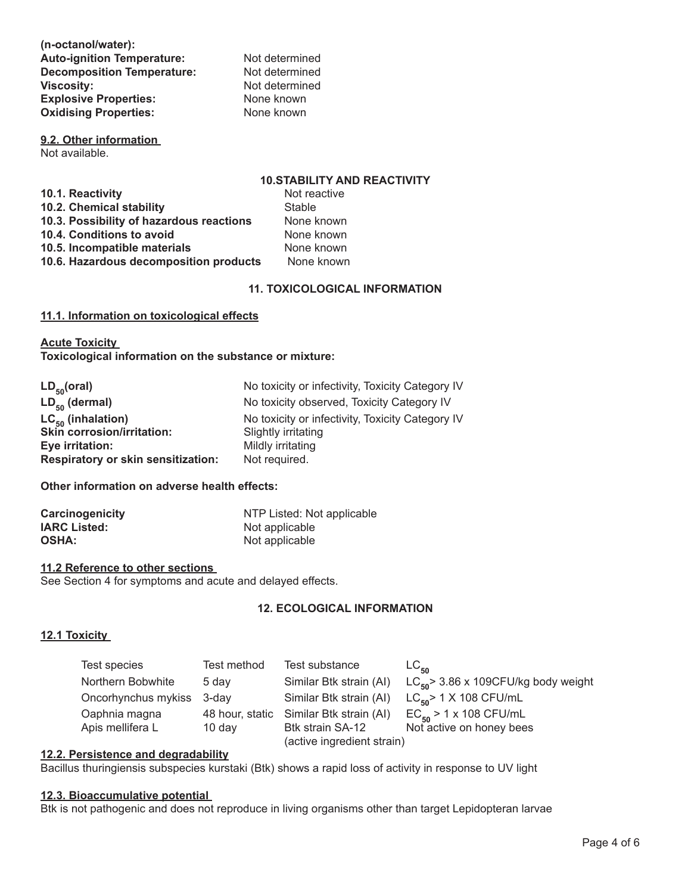**(n-octanol/water):**

| | |
|---|---|
| **Auto-ignition Temperature:** | Not determined |
| **Decomposition Temperature:** | Not determined |
| **Viscosity:** | Not determined |
| **Explosive Properties:** | None known |
| **Oxidising Properties:** | None known |

**9.2. Other information**

Not available.

## 10.STABILITY AND REACTIVITY

| | |
|---|---|
| **10.1. Reactivity** | Not reactive |
| **10.2. Chemical stability** | Stable |
| **10.3. Possibility of hazardous reactions** | None known |
| **10.4. Conditions to avoid** | None known |
| **10.5. Incompatible materials** | None known |
| **10.6. Hazardous decomposition products** | None known |

## 11. TOXICOLOGICAL INFORMATION

**11.1. Information on toxicological effects**

**Acute Toxicity**

**Toxicological information on the substance or mixture:**

| | |
|---|---|
| **$LD_{50}$(oral)** | No toxicity or infectivity, Toxicity Category IV |
| **$LD_{50}$ (dermal)** | No toxicity observed, Toxicity Category IV |
| **$LC_{50}$ (inhalation)** | No toxicity or infectivity, Toxicity Category IV |
| **Skin corrosion/irritation:** | Slightly irritating |
| **Eye irritation:** | Mildly irritating |
| **Respiratory or skin sensitization:** | Not required. |

**Other information on adverse health effects:**

| | |
|---|---|
| **Carcinogenicity** | NTP Listed: Not applicable |
| **IARC Listed:** | Not applicable |
| **OSHA:** | Not applicable |

**11.2 Reference to other sections**

See Section 4 for symptoms and acute and delayed effects.

## 12. ECOLOGICAL INFORMATION

**12.1 Toxicity**

| Test species | Test method | Test substance | $LC_{50}$ |
|---|---|---|---|
| Northern Bobwhite | 5 day | Similar Btk strain (AI) | $LC_{50}$> 3.86 x 109CFU/kg body weight |
| Oncorhynchus mykiss | 3-day | Similar Btk strain (AI) | $LC_{50}$> 1 X 108 CFU/mL |
| Oaphnia magna | 48 hour, static | Similar Btk strain (AI) | $EC_{50}$ > 1 x 108 CFU/mL |
| Apis mellifera L | 10 day | Btk strain SA-12 (active ingredient strain) | Not active on honey bees |

**12.2. Persistence and degradability**

Bacillus thuringiensis subspecies kurstaki (Btk) shows a rapid loss of activity in response to UV light

**12.3. Bioaccumulative potential**

Btk is not pathogenic and does not reproduce in living organisms other than target Lepidopteran larvae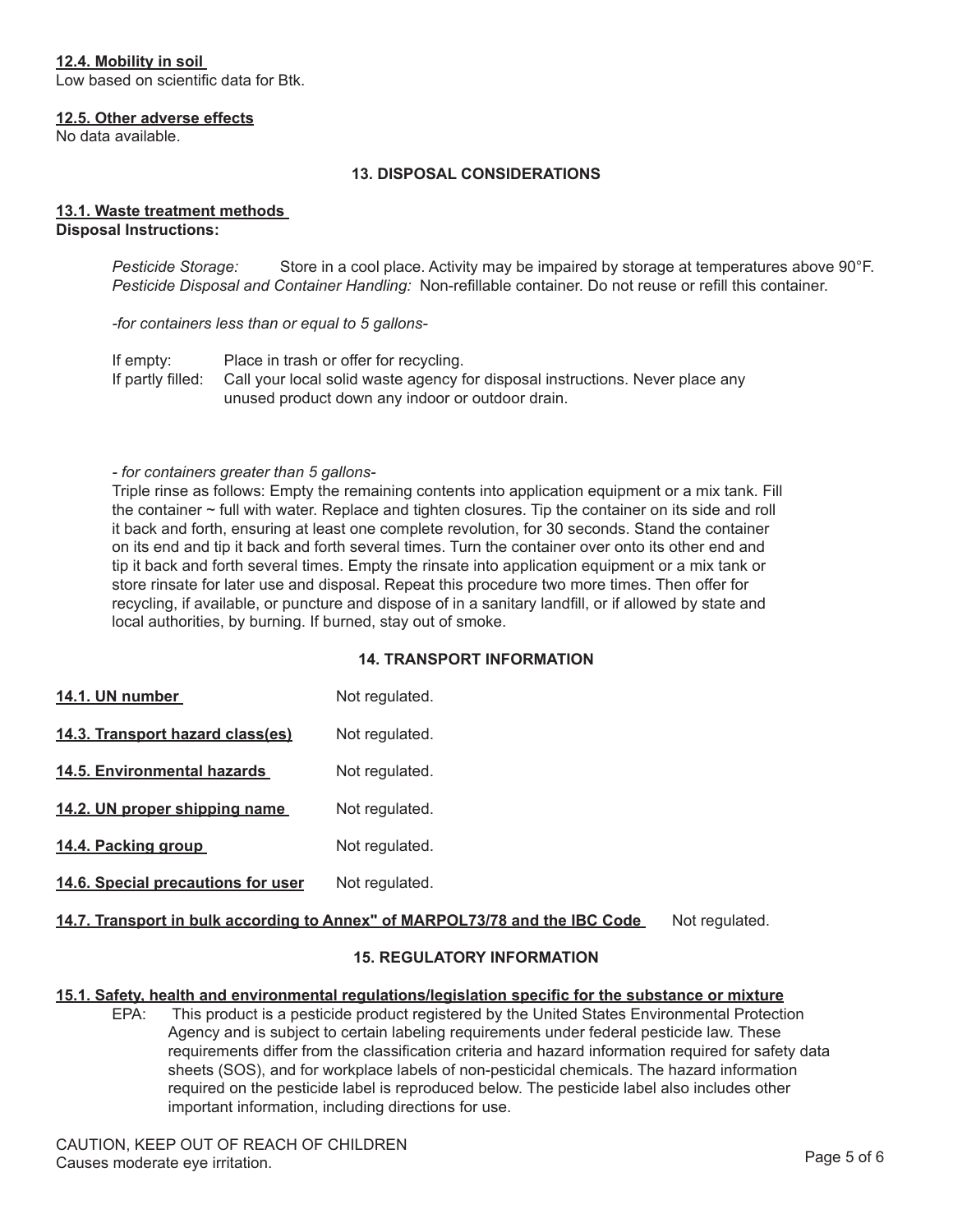**12.4. Mobility in soil**

Low based on scientific data for Btk.

**12.5. Other adverse effects**

No data available.

## 13. DISPOSAL CONSIDERATIONS

**13.1. Waste treatment methods**

**Disposal Instructions:**

*Pesticide Storage:* Store in a cool place. Activity may be impaired by storage at temperatures above 90°F.
*Pesticide Disposal and Container Handling:* Non-refillable container. Do not reuse or refill this container.

*-for containers less than or equal to 5 gallons-*

If empty: Place in trash or offer for recycling.
If partly filled: Call your local solid waste agency for disposal instructions. Never place any unused product down any indoor or outdoor drain.

*- for containers greater than 5 gallons-*

Triple rinse as follows: Empty the remaining contents into application equipment or a mix tank. Fill the container ~ full with water. Replace and tighten closures. Tip the container on its side and roll it back and forth, ensuring at least one complete revolution, for 30 seconds. Stand the container on its end and tip it back and forth several times. Turn the container over onto its other end and tip it back and forth several times. Empty the rinsate into application equipment or a mix tank or store rinsate for later use and disposal. Repeat this procedure two more times. Then offer for recycling, if available, or puncture and dispose of in a sanitary landfill, or if allowed by state and local authorities, by burning. If burned, stay out of smoke.

## 14. TRANSPORT INFORMATION

**14.1. UN number** Not regulated.

**14.3. Transport hazard class(es)** Not regulated.

**14.5. Environmental hazards** Not regulated.

**14.2. UN proper shipping name** Not regulated.

**14.4. Packing group** Not regulated.

**14.6. Special precautions for user** Not regulated.

**14.7. Transport in bulk according to Annex" of MARPOL73/78 and the IBC Code** Not regulated.

## 15. REGULATORY INFORMATION

**15.1. Safety, health and environmental regulations/legislation specific for the substance or mixture**

EPA: This product is a pesticide product registered by the United States Environmental Protection Agency and is subject to certain labeling requirements under federal pesticide law. These requirements differ from the classification criteria and hazard information required for safety data sheets (SOS), and for workplace labels of non-pesticidal chemicals. The hazard information required on the pesticide label is reproduced below. The pesticide label also includes other important information, including directions for use.

CAUTION, KEEP OUT OF REACH OF CHILDREN
Causes moderate eye irritation.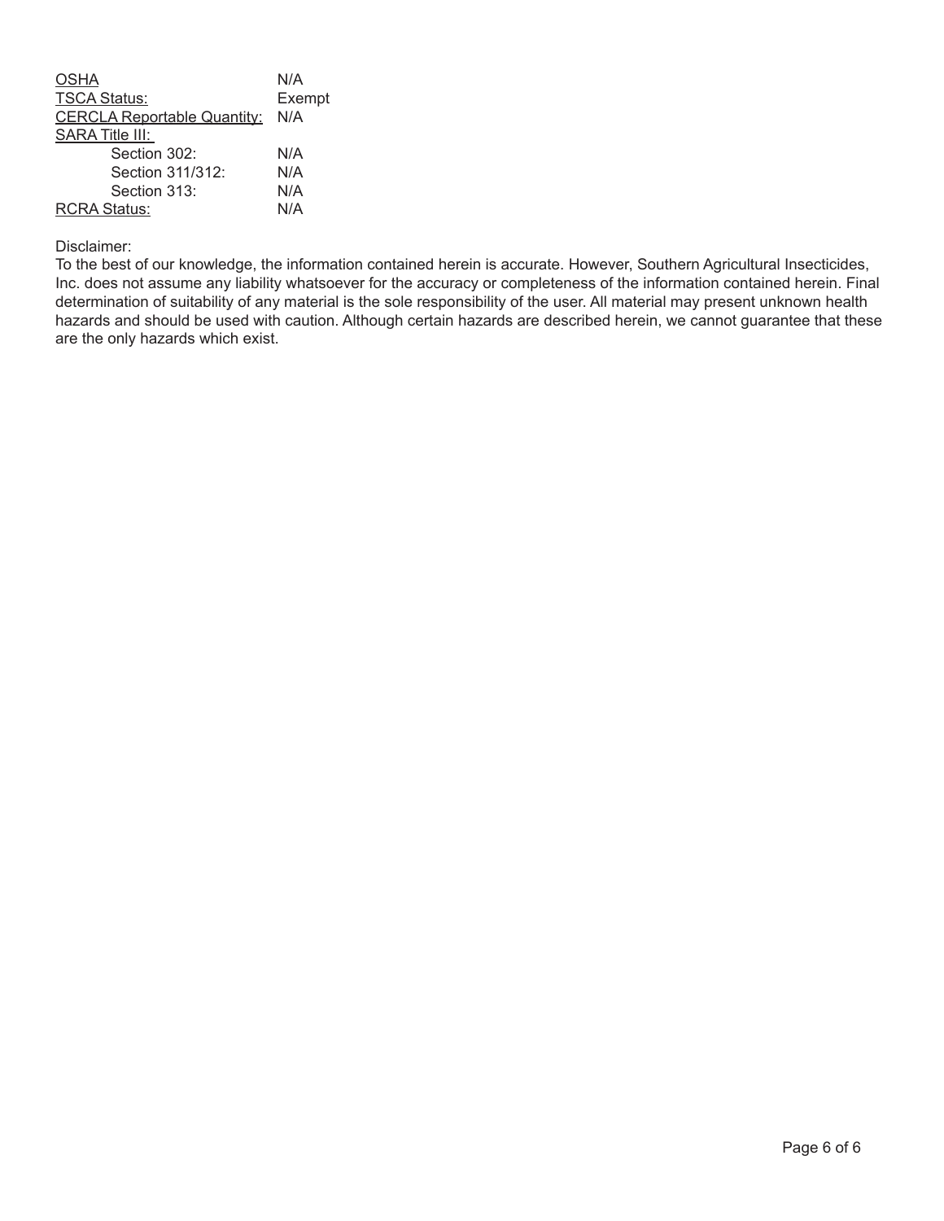| | |
|---|---|
| OSHA | N/A |
| TSCA Status: | Exempt |
| CERCLA Reportable Quantity: | N/A |
| SARA Title III: | |
| Section 302: | N/A |
| Section 311/312: | N/A |
| Section 313: | N/A |
| RCRA Status: | N/A |

Disclaimer:
To the best of our knowledge, the information contained herein is accurate. However, Southern Agricultural Insecticides, Inc. does not assume any liability whatsoever for the accuracy or completeness of the information contained herein. Final determination of suitability of any material is the sole responsibility of the user. All material may present unknown health hazards and should be used with caution. Although certain hazards are described herein, we cannot guarantee that these are the only hazards which exist.